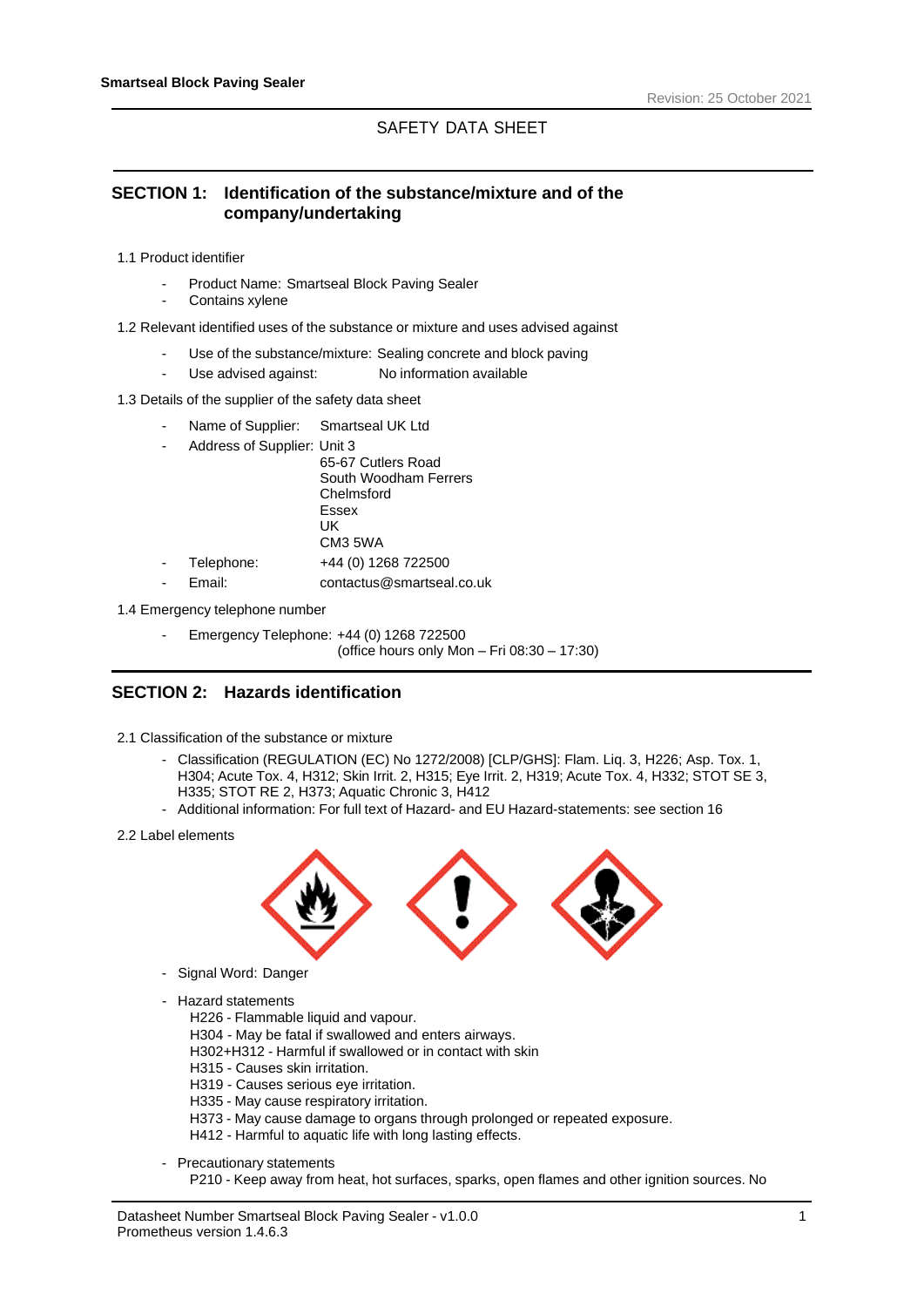**Smartseal Block Paving Sealer**

Revision: 25 October 2021

SAFETY DATA SHEET

## SECTION 1: Identification of the substance/mixture and of the company/undertaking

1.1 Product identifier

- Product Name: Smartseal Block Paving Sealer
- Contains xylene

1.2 Relevant identified uses of the substance or mixture and uses advised against

- Use of the substance/mixture: Sealing concrete and block paving
- Use advised against: No information available

1.3 Details of the supplier of the safety data sheet

- Name of Supplier: Smartseal UK Ltd
- Address of Supplier: Unit 3
  65-67 Cutlers Road
  South Woodham Ferrers
  Chelmsford
  Essex
  UK
  CM3 5WA
- Telephone: +44 (0) 1268 722500
- Email: contactus@smartseal.co.uk

1.4 Emergency telephone number

- Emergency Telephone: +44 (0) 1268 722500
  (office hours only Mon – Fri 08:30 – 17:30)

## SECTION 2: Hazards identification

2.1 Classification of the substance or mixture

- Classification (REGULATION (EC) No 1272/2008) [CLP/GHS]: Flam. Liq. 3, H226; Asp. Tox. 1, H304; Acute Tox. 4, H312; Skin Irrit. 2, H315; Eye Irrit. 2, H319; Acute Tox. 4, H332; STOT SE 3, H335; STOT RE 2, H373; Aquatic Chronic 3, H412
- Additional information: For full text of Hazard- and EU Hazard-statements: see section 16

2.2 Label elements

- Signal Word: Danger
- Hazard statements
  H226 - Flammable liquid and vapour.
  H304 - May be fatal if swallowed and enters airways.
  H302+H312 - Harmful if swallowed or in contact with skin
  H315 - Causes skin irritation.
  H319 - Causes serious eye irritation.
  H335 - May cause respiratory irritation.
  H373 - May cause damage to organs through prolonged or repeated exposure.
  H412 - Harmful to aquatic life with long lasting effects.
- Precautionary statements
  P210 - Keep away from heat, hot surfaces, sparks, open flames and other ignition sources. No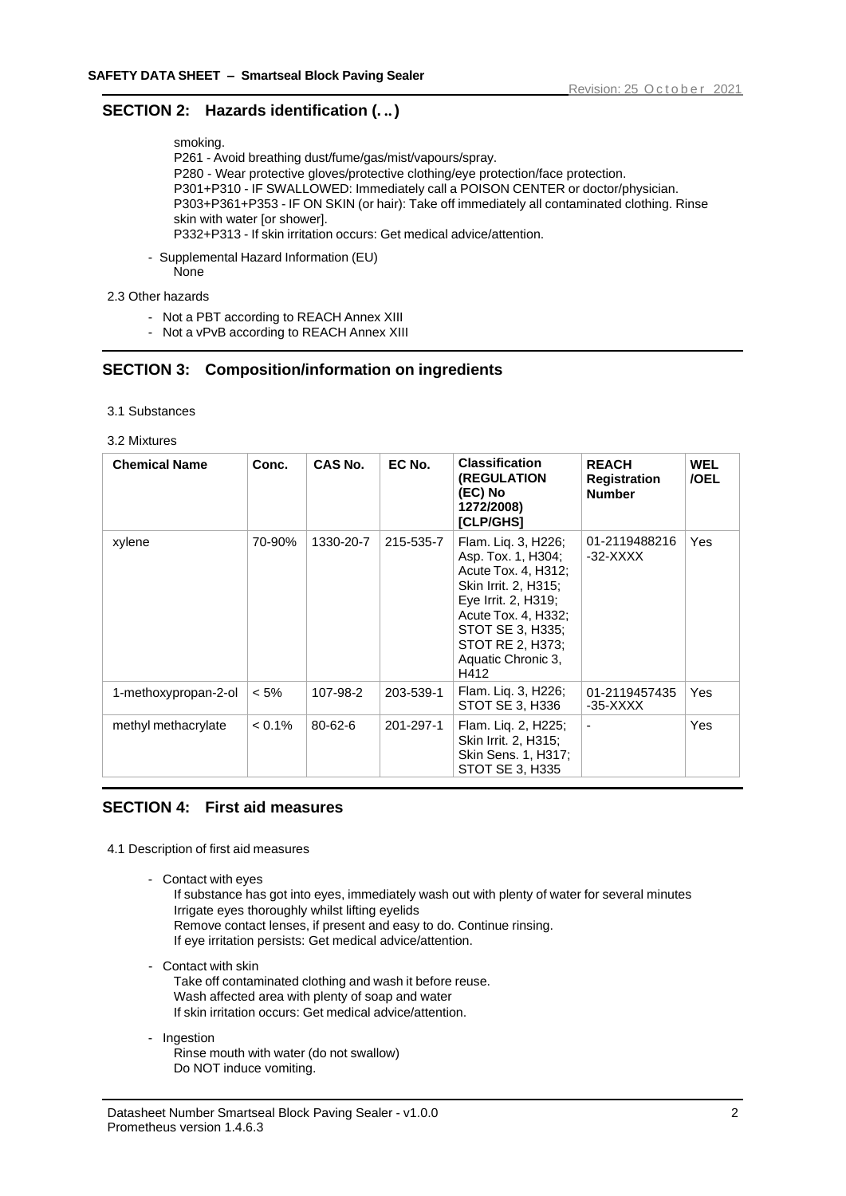## SECTION 2: Hazards identification (...)

smoking.
P261 - Avoid breathing dust/fume/gas/mist/vapours/spray.
P280 - Wear protective gloves/protective clothing/eye protection/face protection.
P301+P310 - IF SWALLOWED: Immediately call a POISON CENTER or doctor/physician.
P303+P361+P353 - IF ON SKIN (or hair): Take off immediately all contaminated clothing. Rinse skin with water [or shower].
P332+P313 - If skin irritation occurs: Get medical advice/attention.

- Supplemental Hazard Information (EU)
  None

2.3 Other hazards

- Not a PBT according to REACH Annex XIII
- Not a vPvB according to REACH Annex XIII

## SECTION 3: Composition/information on ingredients

3.1 Substances

3.2 Mixtures

| Chemical Name | Conc. | CAS No. | EC No. | Classification (REGULATION (EC) No 1272/2008) [CLP/GHS] | REACH Registration Number | WEL /OEL |
|---|---|---|---|---|---|---|
| xylene | 70-90% | 1330-20-7 | 215-535-7 | Flam. Liq. 3, H226; Asp. Tox. 1, H304; Acute Tox. 4, H312; Skin Irrit. 2, H315; Eye Irrit. 2, H319; Acute Tox. 4, H332; STOT SE 3, H335; STOT RE 2, H373; Aquatic Chronic 3, H412 | 01-2119488216-32-XXXX | Yes |
| 1-methoxypropan-2-ol | < 5% | 107-98-2 | 203-539-1 | Flam. Liq. 3, H226; STOT SE 3, H336 | 01-2119457435-35-XXXX | Yes |
| methyl methacrylate | < 0.1% | 80-62-6 | 201-297-1 | Flam. Liq. 2, H225; Skin Irrit. 2, H315; Skin Sens. 1, H317; STOT SE 3, H335 | - | Yes |

## SECTION 4: First aid measures

4.1 Description of first aid measures

- Contact with eyes
  If substance has got into eyes, immediately wash out with plenty of water for several minutes
  Irrigate eyes thoroughly whilst lifting eyelids
  Remove contact lenses, if present and easy to do. Continue rinsing.
  If eye irritation persists: Get medical advice/attention.

- Contact with skin
  Take off contaminated clothing and wash it before reuse.
  Wash affected area with plenty of soap and water
  If skin irritation occurs: Get medical advice/attention.

- Ingestion
  Rinse mouth with water (do not swallow)
  Do NOT induce vomiting.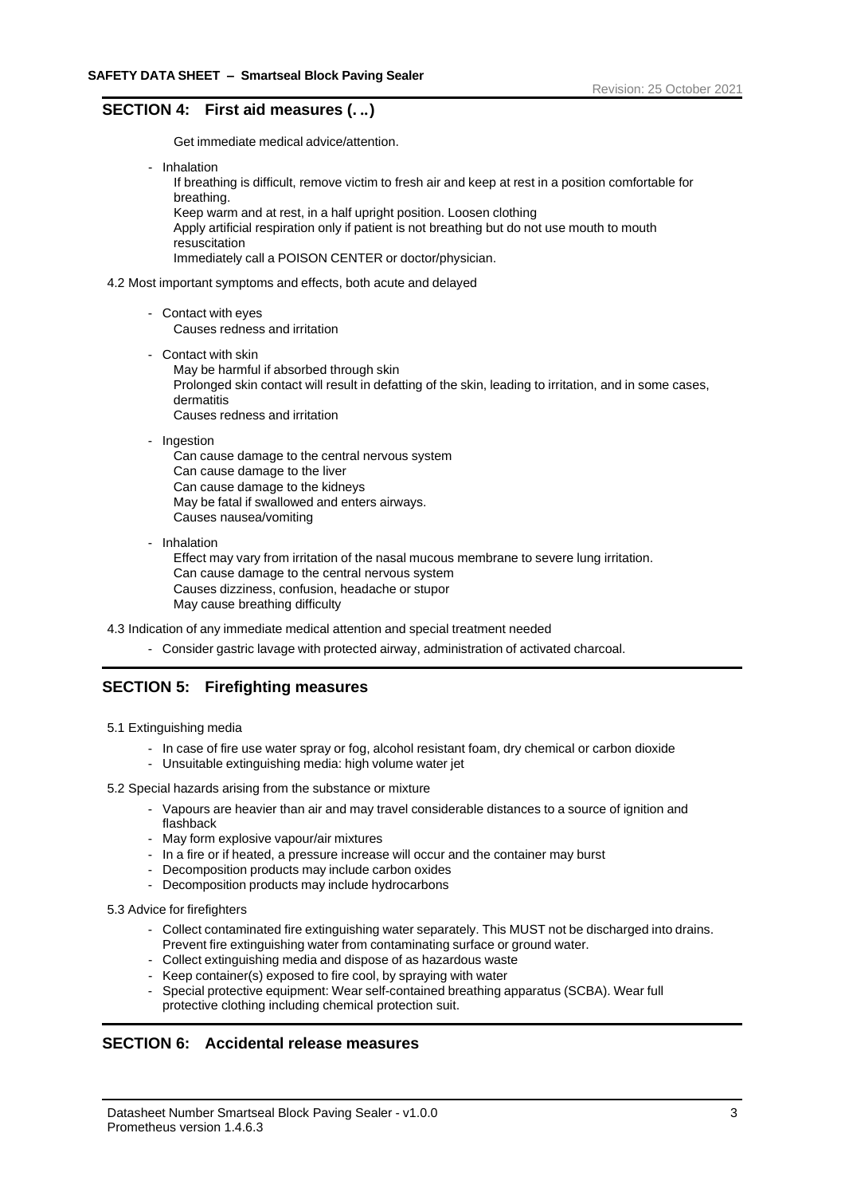## SECTION 4: First aid measures (. ..)

Get immediate medical advice/attention.

- Inhalation
  If breathing is difficult, remove victim to fresh air and keep at rest in a position comfortable for breathing.
  Keep warm and at rest, in a half upright position. Loosen clothing
  Apply artificial respiration only if patient is not breathing but do not use mouth to mouth resuscitation
  Immediately call a POISON CENTER or doctor/physician.

4.2 Most important symptoms and effects, both acute and delayed

- Contact with eyes
  Causes redness and irritation
- Contact with skin
  May be harmful if absorbed through skin
  Prolonged skin contact will result in defatting of the skin, leading to irritation, and in some cases, dermatitis
  Causes redness and irritation
- Ingestion
  Can cause damage to the central nervous system
  Can cause damage to the liver
  Can cause damage to the kidneys
  May be fatal if swallowed and enters airways.
  Causes nausea/vomiting
- Inhalation
  Effect may vary from irritation of the nasal mucous membrane to severe lung irritation.
  Can cause damage to the central nervous system
  Causes dizziness, confusion, headache or stupor
  May cause breathing difficulty

4.3 Indication of any immediate medical attention and special treatment needed

- Consider gastric lavage with protected airway, administration of activated charcoal.

## SECTION 5: Firefighting measures

5.1 Extinguishing media

- In case of fire use water spray or fog, alcohol resistant foam, dry chemical or carbon dioxide
- Unsuitable extinguishing media: high volume water jet

5.2 Special hazards arising from the substance or mixture

- Vapours are heavier than air and may travel considerable distances to a source of ignition and flashback
- May form explosive vapour/air mixtures
- In a fire or if heated, a pressure increase will occur and the container may burst
- Decomposition products may include carbon oxides
- Decomposition products may include hydrocarbons

5.3 Advice for firefighters

- Collect contaminated fire extinguishing water separately. This MUST not be discharged into drains. Prevent fire extinguishing water from contaminating surface or ground water.
- Collect extinguishing media and dispose of as hazardous waste
- Keep container(s) exposed to fire cool, by spraying with water
- Special protective equipment: Wear self-contained breathing apparatus (SCBA). Wear full protective clothing including chemical protection suit.

## SECTION 6: Accidental release measures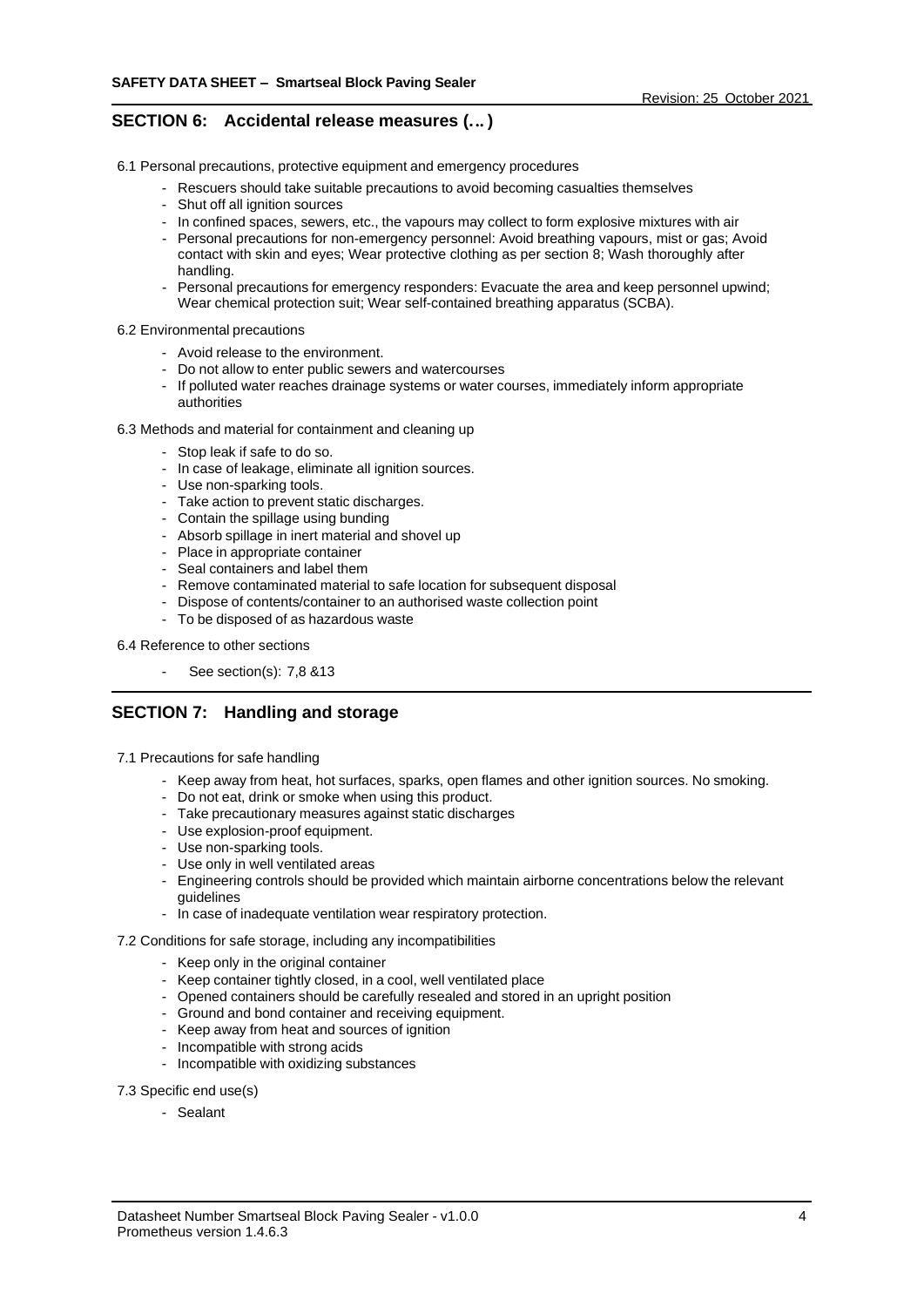## SECTION 6: Accidental release measures (... )

6.1 Personal precautions, protective equipment and emergency procedures

- Rescuers should take suitable precautions to avoid becoming casualties themselves
- Shut off all ignition sources
- In confined spaces, sewers, etc., the vapours may collect to form explosive mixtures with air
- Personal precautions for non-emergency personnel: Avoid breathing vapours, mist or gas; Avoid contact with skin and eyes; Wear protective clothing as per section 8; Wash thoroughly after handling.
- Personal precautions for emergency responders: Evacuate the area and keep personnel upwind; Wear chemical protection suit; Wear self-contained breathing apparatus (SCBA).

6.2 Environmental precautions

- Avoid release to the environment.
- Do not allow to enter public sewers and watercourses
- If polluted water reaches drainage systems or water courses, immediately inform appropriate authorities

6.3 Methods and material for containment and cleaning up

- Stop leak if safe to do so.
- In case of leakage, eliminate all ignition sources.
- Use non-sparking tools.
- Take action to prevent static discharges.
- Contain the spillage using bunding
- Absorb spillage in inert material and shovel up
- Place in appropriate container
- Seal containers and label them
- Remove contaminated material to safe location for subsequent disposal
- Dispose of contents/container to an authorised waste collection point
- To be disposed of as hazardous waste

6.4 Reference to other sections

- See section(s): 7,8 &13

## SECTION 7: Handling and storage

7.1 Precautions for safe handling

- Keep away from heat, hot surfaces, sparks, open flames and other ignition sources. No smoking.
- Do not eat, drink or smoke when using this product.
- Take precautionary measures against static discharges
- Use explosion-proof equipment.
- Use non-sparking tools.
- Use only in well ventilated areas
- Engineering controls should be provided which maintain airborne concentrations below the relevant guidelines
- In case of inadequate ventilation wear respiratory protection.

7.2 Conditions for safe storage, including any incompatibilities

- Keep only in the original container
- Keep container tightly closed, in a cool, well ventilated place
- Opened containers should be carefully resealed and stored in an upright position
- Ground and bond container and receiving equipment.
- Keep away from heat and sources of ignition
- Incompatible with strong acids
- Incompatible with oxidizing substances

7.3 Specific end use(s)

- Sealant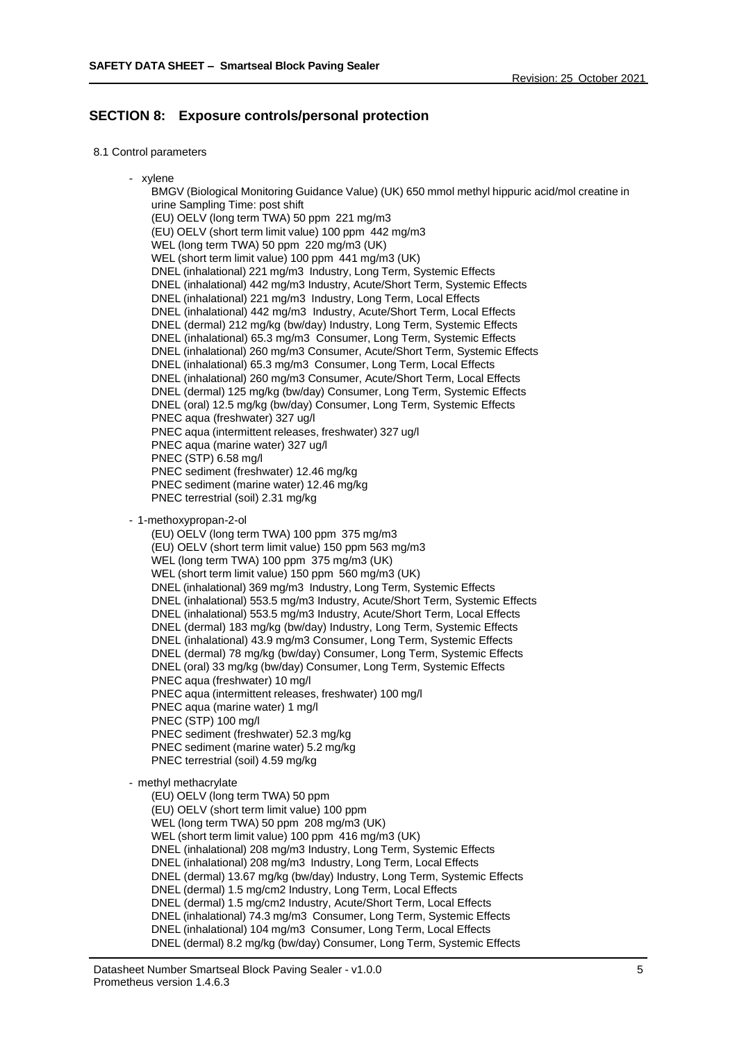## SECTION 8: Exposure controls/personal protection

8.1 Control parameters

- xylene

  BMGV (Biological Monitoring Guidance Value) (UK) 650 mmol methyl hippuric acid/mol creatine in urine Sampling Time: post shift
  (EU) OELV (long term TWA) 50 ppm 221 mg/m3
  (EU) OELV (short term limit value) 100 ppm 442 mg/m3
  WEL (long term TWA) 50 ppm 220 mg/m3 (UK)
  WEL (short term limit value) 100 ppm 441 mg/m3 (UK)
  DNEL (inhalational) 221 mg/m3 Industry, Long Term, Systemic Effects
  DNEL (inhalational) 442 mg/m3 Industry, Acute/Short Term, Systemic Effects
  DNEL (inhalational) 221 mg/m3 Industry, Long Term, Local Effects
  DNEL (inhalational) 442 mg/m3 Industry, Acute/Short Term, Local Effects
  DNEL (dermal) 212 mg/kg (bw/day) Industry, Long Term, Systemic Effects
  DNEL (inhalational) 65.3 mg/m3 Consumer, Long Term, Systemic Effects
  DNEL (inhalational) 260 mg/m3 Consumer, Acute/Short Term, Systemic Effects
  DNEL (inhalational) 65.3 mg/m3 Consumer, Long Term, Local Effects
  DNEL (inhalational) 260 mg/m3 Consumer, Acute/Short Term, Local Effects
  DNEL (dermal) 125 mg/kg (bw/day) Consumer, Long Term, Systemic Effects
  DNEL (oral) 12.5 mg/kg (bw/day) Consumer, Long Term, Systemic Effects
  PNEC aqua (freshwater) 327 ug/l
  PNEC aqua (intermittent releases, freshwater) 327 ug/l
  PNEC aqua (marine water) 327 ug/l
  PNEC (STP) 6.58 mg/l
  PNEC sediment (freshwater) 12.46 mg/kg
  PNEC sediment (marine water) 12.46 mg/kg
  PNEC terrestrial (soil) 2.31 mg/kg

- 1-methoxypropan-2-ol

  (EU) OELV (long term TWA) 100 ppm 375 mg/m3
  (EU) OELV (short term limit value) 150 ppm 563 mg/m3
  WEL (long term TWA) 100 ppm 375 mg/m3 (UK)
  WEL (short term limit value) 150 ppm 560 mg/m3 (UK)
  DNEL (inhalational) 369 mg/m3 Industry, Long Term, Systemic Effects
  DNEL (inhalational) 553.5 mg/m3 Industry, Acute/Short Term, Systemic Effects
  DNEL (inhalational) 553.5 mg/m3 Industry, Acute/Short Term, Local Effects
  DNEL (dermal) 183 mg/kg (bw/day) Industry, Long Term, Systemic Effects
  DNEL (inhalational) 43.9 mg/m3 Consumer, Long Term, Systemic Effects
  DNEL (dermal) 78 mg/kg (bw/day) Consumer, Long Term, Systemic Effects
  DNEL (oral) 33 mg/kg (bw/day) Consumer, Long Term, Systemic Effects
  PNEC aqua (freshwater) 10 mg/l
  PNEC aqua (intermittent releases, freshwater) 100 mg/l
  PNEC aqua (marine water) 1 mg/l
  PNEC (STP) 100 mg/l
  PNEC sediment (freshwater) 52.3 mg/kg
  PNEC sediment (marine water) 5.2 mg/kg
  PNEC terrestrial (soil) 4.59 mg/kg

- methyl methacrylate

  (EU) OELV (long term TWA) 50 ppm
  (EU) OELV (short term limit value) 100 ppm
  WEL (long term TWA) 50 ppm 208 mg/m3 (UK)
  WEL (short term limit value) 100 ppm 416 mg/m3 (UK)
  DNEL (inhalational) 208 mg/m3 Industry, Long Term, Systemic Effects
  DNEL (inhalational) 208 mg/m3 Industry, Long Term, Local Effects
  DNEL (dermal) 13.67 mg/kg (bw/day) Industry, Long Term, Systemic Effects
  DNEL (dermal) 1.5 mg/cm2 Industry, Long Term, Local Effects
  DNEL (dermal) 1.5 mg/cm2 Industry, Acute/Short Term, Local Effects
  DNEL (inhalational) 74.3 mg/m3 Consumer, Long Term, Systemic Effects
  DNEL (inhalational) 104 mg/m3 Consumer, Long Term, Local Effects
  DNEL (dermal) 8.2 mg/kg (bw/day) Consumer, Long Term, Systemic Effects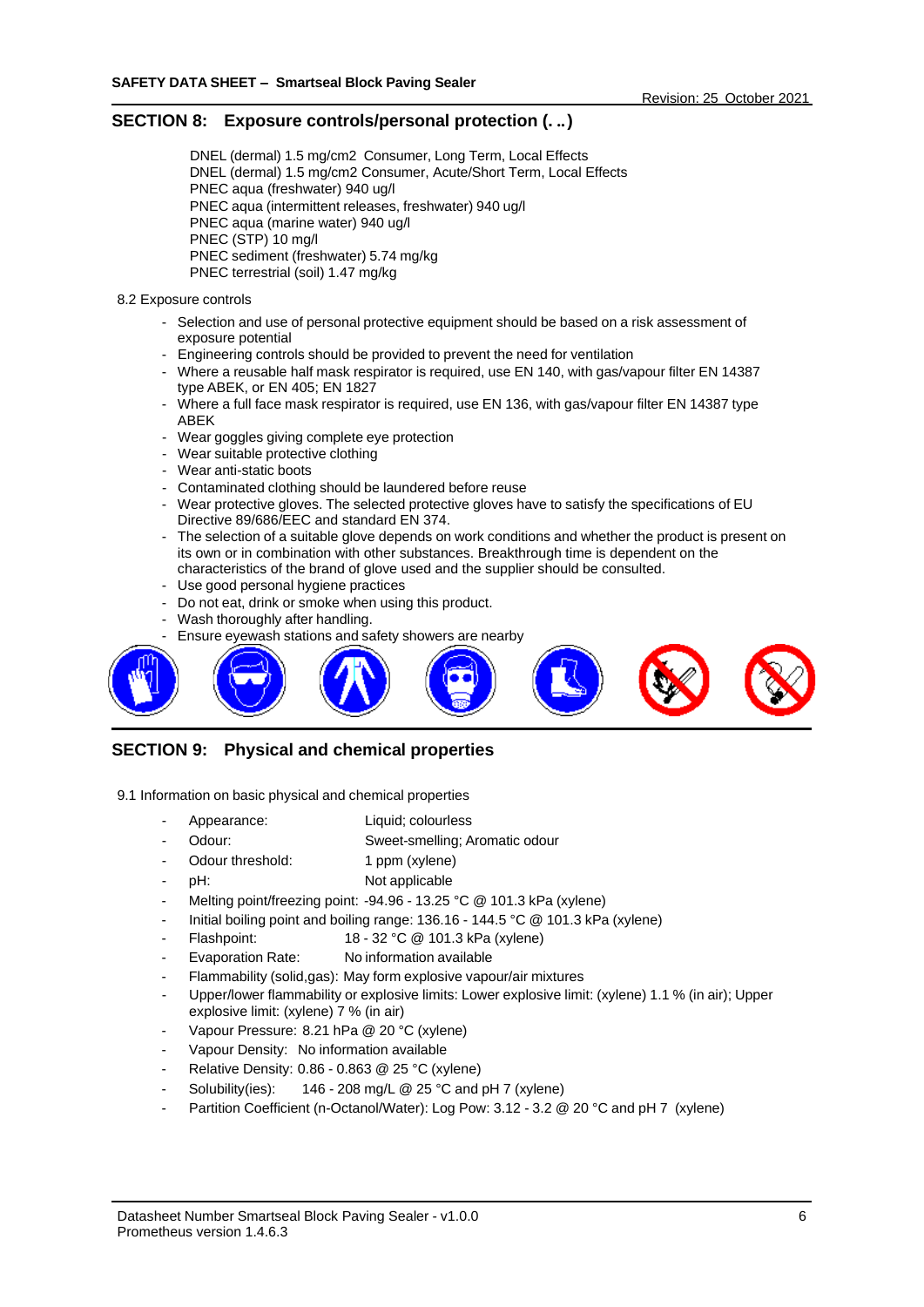## SECTION 8: Exposure controls/personal protection (. ..)

DNEL (dermal) 1.5 mg/cm2 Consumer, Long Term, Local Effects
DNEL (dermal) 1.5 mg/cm2 Consumer, Acute/Short Term, Local Effects
PNEC aqua (freshwater) 940 ug/l
PNEC aqua (intermittent releases, freshwater) 940 ug/l
PNEC aqua (marine water) 940 ug/l
PNEC (STP) 10 mg/l
PNEC sediment (freshwater) 5.74 mg/kg
PNEC terrestrial (soil) 1.47 mg/kg

8.2 Exposure controls

- Selection and use of personal protective equipment should be based on a risk assessment of exposure potential
- Engineering controls should be provided to prevent the need for ventilation
- Where a reusable half mask respirator is required, use EN 140, with gas/vapour filter EN 14387 type ABEK, or EN 405; EN 1827
- Where a full face mask respirator is required, use EN 136, with gas/vapour filter EN 14387 type ABEK
- Wear goggles giving complete eye protection
- Wear suitable protective clothing
- Wear anti-static boots
- Contaminated clothing should be laundered before reuse
- Wear protective gloves. The selected protective gloves have to satisfy the specifications of EU Directive 89/686/EEC and standard EN 374.
- The selection of a suitable glove depends on work conditions and whether the product is present on its own or in combination with other substances. Breakthrough time is dependent on the characteristics of the brand of glove used and the supplier should be consulted.
- Use good personal hygiene practices
- Do not eat, drink or smoke when using this product.
- Wash thoroughly after handling.
- Ensure eyewash stations and safety showers are nearby

## SECTION 9: Physical and chemical properties

9.1 Information on basic physical and chemical properties

- Appearance: Liquid; colourless
- Odour: Sweet-smelling; Aromatic odour
- Odour threshold: 1 ppm (xylene)
- pH: Not applicable
- Melting point/freezing point: -94.96 - 13.25 °C @ 101.3 kPa (xylene)
- Initial boiling point and boiling range: 136.16 - 144.5 °C @ 101.3 kPa (xylene)
- Flashpoint: 18 - 32 °C @ 101.3 kPa (xylene)
- Evaporation Rate: No information available
- Flammability (solid,gas): May form explosive vapour/air mixtures
- Upper/lower flammability or explosive limits: Lower explosive limit: (xylene) 1.1 % (in air); Upper explosive limit: (xylene) 7 % (in air)
- Vapour Pressure: 8.21 hPa @ 20 °C (xylene)
- Vapour Density: No information available
- Relative Density: 0.86 - 0.863 @ 25 °C (xylene)
- Solubility(ies): 146 - 208 mg/L @ 25 °C and pH 7 (xylene)
- Partition Coefficient (n-Octanol/Water): Log Pow: 3.12 - 3.2 @ 20 °C and pH 7 (xylene)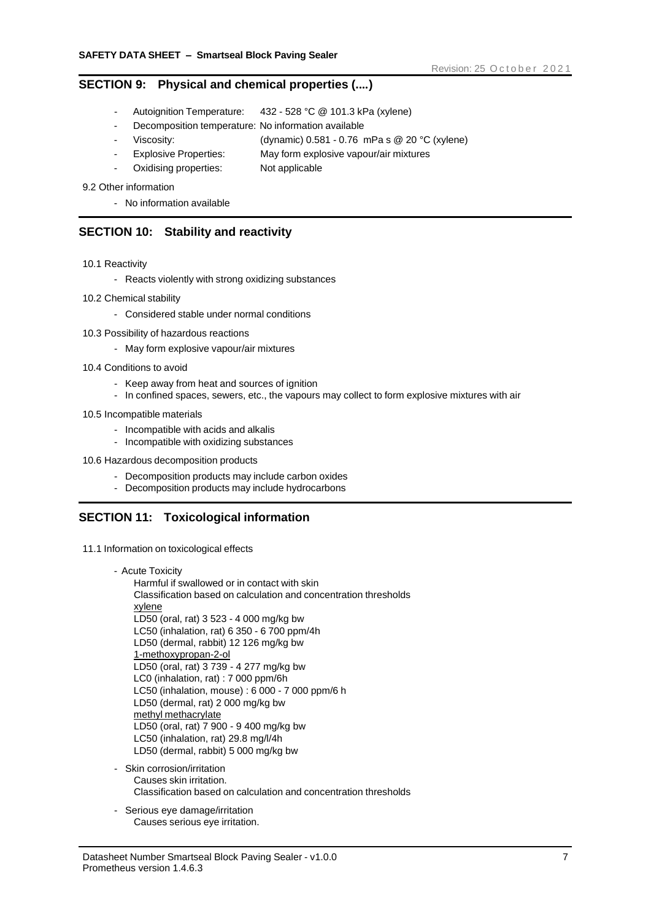## SECTION 9: Physical and chemical properties (....)

- Autoignition Temperature: 432 - 528 °C @ 101.3 kPa (xylene)
- Decomposition temperature: No information available
- Viscosity: (dynamic) 0.581 - 0.76 mPa s @ 20 °C (xylene)
- Explosive Properties: May form explosive vapour/air mixtures
- Oxidising properties: Not applicable

9.2 Other information

- No information available

## SECTION 10: Stability and reactivity

10.1 Reactivity

- Reacts violently with strong oxidizing substances

10.2 Chemical stability

- Considered stable under normal conditions

10.3 Possibility of hazardous reactions

- May form explosive vapour/air mixtures

10.4 Conditions to avoid

- Keep away from heat and sources of ignition
- In confined spaces, sewers, etc., the vapours may collect to form explosive mixtures with air

10.5 Incompatible materials

- Incompatible with acids and alkalis
- Incompatible with oxidizing substances

10.6 Hazardous decomposition products

- Decomposition products may include carbon oxides
- Decomposition products may include hydrocarbons

## SECTION 11: Toxicological information

11.1 Information on toxicological effects

- Acute Toxicity
  Harmful if swallowed or in contact with skin
  Classification based on calculation and concentration thresholds
  xylene
  LD50 (oral, rat) 3 523 - 4 000 mg/kg bw
  LC50 (inhalation, rat) 6 350 - 6 700 ppm/4h
  LD50 (dermal, rabbit) 12 126 mg/kg bw
  1-methoxypropan-2-ol
  LD50 (oral, rat) 3 739 - 4 277 mg/kg bw
  LC0 (inhalation, rat) : 7 000 ppm/6h
  LC50 (inhalation, mouse) : 6 000 - 7 000 ppm/6 h
  LD50 (dermal, rat) 2 000 mg/kg bw
  methyl methacrylate
  LD50 (oral, rat) 7 900 - 9 400 mg/kg bw
  LC50 (inhalation, rat) 29.8 mg/l/4h
  LD50 (dermal, rabbit) 5 000 mg/kg bw
- Skin corrosion/irritation
  Causes skin irritation.
  Classification based on calculation and concentration thresholds
- Serious eye damage/irritation
  Causes serious eye irritation.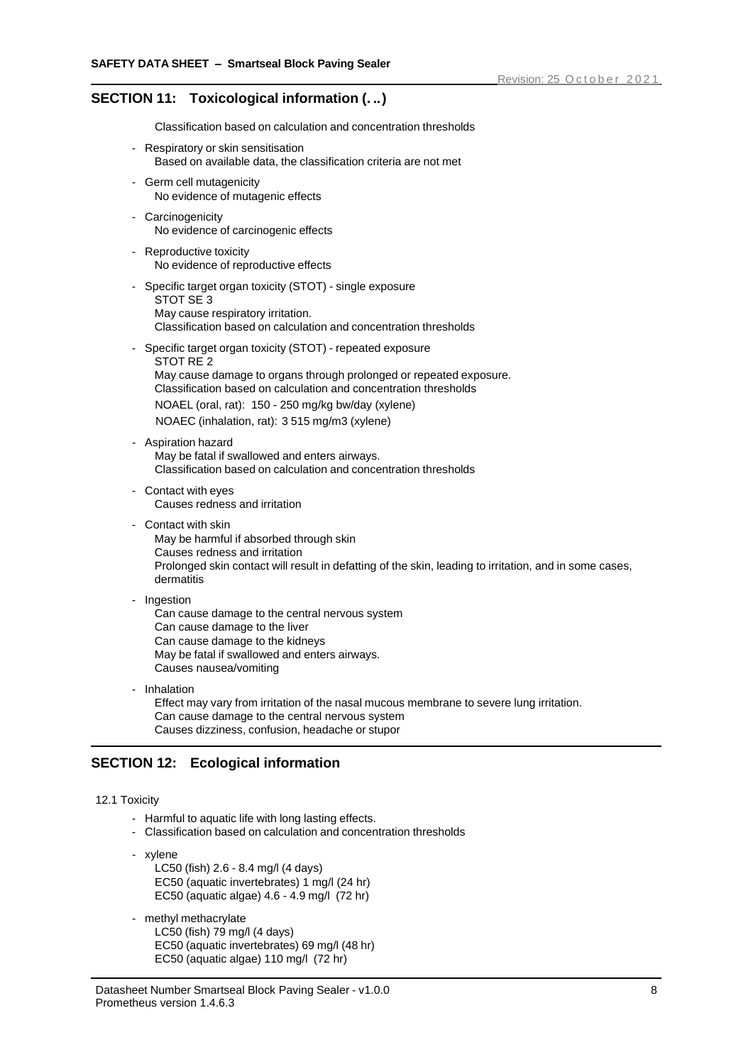## SECTION 11: Toxicological information (...)

Classification based on calculation and concentration thresholds

- Respiratory or skin sensitisation
  Based on available data, the classification criteria are not met
- Germ cell mutagenicity
  No evidence of mutagenic effects
- Carcinogenicity
  No evidence of carcinogenic effects
- Reproductive toxicity
  No evidence of reproductive effects
- Specific target organ toxicity (STOT) - single exposure
  STOT SE 3
  May cause respiratory irritation.
  Classification based on calculation and concentration thresholds
- Specific target organ toxicity (STOT) - repeated exposure
  STOT RE 2
  May cause damage to organs through prolonged or repeated exposure.
  Classification based on calculation and concentration thresholds
  NOAEL (oral, rat): 150 - 250 mg/kg bw/day (xylene)
  NOAEC (inhalation, rat): 3 515 mg/m3 (xylene)
- Aspiration hazard
  May be fatal if swallowed and enters airways.
  Classification based on calculation and concentration thresholds
- Contact with eyes
  Causes redness and irritation
- Contact with skin
  May be harmful if absorbed through skin
  Causes redness and irritation
  Prolonged skin contact will result in defatting of the skin, leading to irritation, and in some cases, dermatitis
- Ingestion
  Can cause damage to the central nervous system
  Can cause damage to the liver
  Can cause damage to the kidneys
  May be fatal if swallowed and enters airways.
  Causes nausea/vomiting
- Inhalation
  Effect may vary from irritation of the nasal mucous membrane to severe lung irritation.
  Can cause damage to the central nervous system
  Causes dizziness, confusion, headache or stupor

## SECTION 12: Ecological information

12.1 Toxicity

- Harmful to aquatic life with long lasting effects.
- Classification based on calculation and concentration thresholds
- xylene
  LC50 (fish) 2.6 - 8.4 mg/l (4 days)
  EC50 (aquatic invertebrates) 1 mg/l (24 hr)
  EC50 (aquatic algae) 4.6 - 4.9 mg/l (72 hr)
- methyl methacrylate
  LC50 (fish) 79 mg/l (4 days)
  EC50 (aquatic invertebrates) 69 mg/l (48 hr)
  EC50 (aquatic algae) 110 mg/l (72 hr)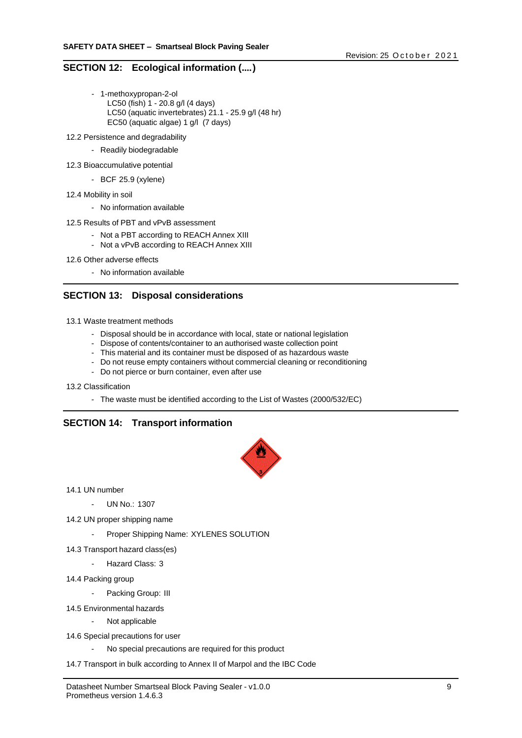## SECTION 12: Ecological information (....)

- 1-methoxypropan-2-ol
  LC50 (fish) 1 - 20.8 g/l (4 days)
  LC50 (aquatic invertebrates) 21.1 - 25.9 g/l (48 hr)
  EC50 (aquatic algae) 1 g/l (7 days)

12.2 Persistence and degradability

- Readily biodegradable

12.3 Bioaccumulative potential

- BCF 25.9 (xylene)

12.4 Mobility in soil

- No information available

12.5 Results of PBT and vPvB assessment

- Not a PBT according to REACH Annex XIII
- Not a vPvB according to REACH Annex XIII

12.6 Other adverse effects

- No information available

## SECTION 13: Disposal considerations

13.1 Waste treatment methods

- Disposal should be in accordance with local, state or national legislation
- Dispose of contents/container to an authorised waste collection point
- This material and its container must be disposed of as hazardous waste
- Do not reuse empty containers without commercial cleaning or reconditioning
- Do not pierce or burn container, even after use

13.2 Classification

- The waste must be identified according to the List of Wastes (2000/532/EC)

## SECTION 14: Transport information

14.1 UN number

- UN No.: 1307

14.2 UN proper shipping name

- Proper Shipping Name: XYLENES SOLUTION

14.3 Transport hazard class(es)

- Hazard Class: 3

14.4 Packing group

- Packing Group: III

14.5 Environmental hazards

- Not applicable

14.6 Special precautions for user

- No special precautions are required for this product

14.7 Transport in bulk according to Annex II of Marpol and the IBC Code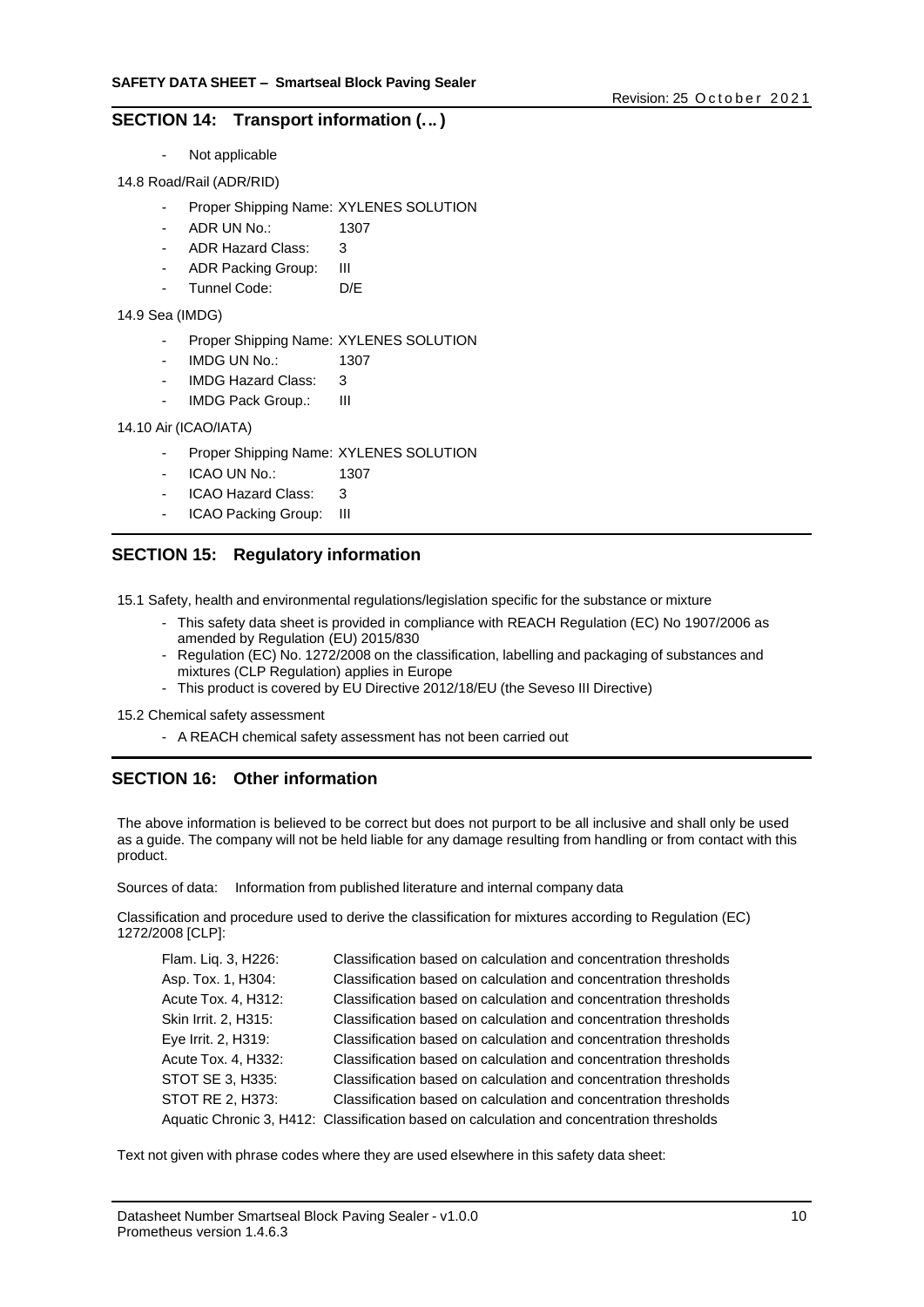## SECTION 14: Transport information (...)

- Not applicable

14.8 Road/Rail (ADR/RID)

- Proper Shipping Name: XYLENES SOLUTION
- ADR UN No.: 1307
- ADR Hazard Class: 3
- ADR Packing Group: III
- Tunnel Code: D/E

14.9 Sea (IMDG)

- Proper Shipping Name: XYLENES SOLUTION
- IMDG UN No.: 1307
- IMDG Hazard Class: 3
- IMDG Pack Group.: III

14.10 Air (ICAO/IATA)

- Proper Shipping Name: XYLENES SOLUTION
- ICAO UN No.: 1307
- ICAO Hazard Class: 3
- ICAO Packing Group: III

## SECTION 15: Regulatory information

15.1 Safety, health and environmental regulations/legislation specific for the substance or mixture

- This safety data sheet is provided in compliance with REACH Regulation (EC) No 1907/2006 as amended by Regulation (EU) 2015/830
- Regulation (EC) No. 1272/2008 on the classification, labelling and packaging of substances and mixtures (CLP Regulation) applies in Europe
- This product is covered by EU Directive 2012/18/EU (the Seveso III Directive)

15.2 Chemical safety assessment

- A REACH chemical safety assessment has not been carried out

## SECTION 16: Other information

The above information is believed to be correct but does not purport to be all inclusive and shall only be used as a guide. The company will not be held liable for any damage resulting from handling or from contact with this product.

Sources of data: Information from published literature and internal company data

Classification and procedure used to derive the classification for mixtures according to Regulation (EC) 1272/2008 [CLP]:

| | |
|---|---|
| Flam. Liq. 3, H226: | Classification based on calculation and concentration thresholds |
| Asp. Tox. 1, H304: | Classification based on calculation and concentration thresholds |
| Acute Tox. 4, H312: | Classification based on calculation and concentration thresholds |
| Skin Irrit. 2, H315: | Classification based on calculation and concentration thresholds |
| Eye Irrit. 2, H319: | Classification based on calculation and concentration thresholds |
| Acute Tox. 4, H332: | Classification based on calculation and concentration thresholds |
| STOT SE 3, H335: | Classification based on calculation and concentration thresholds |
| STOT RE 2, H373: | Classification based on calculation and concentration thresholds |
| Aquatic Chronic 3, H412: | Classification based on calculation and concentration thresholds |

Text not given with phrase codes where they are used elsewhere in this safety data sheet: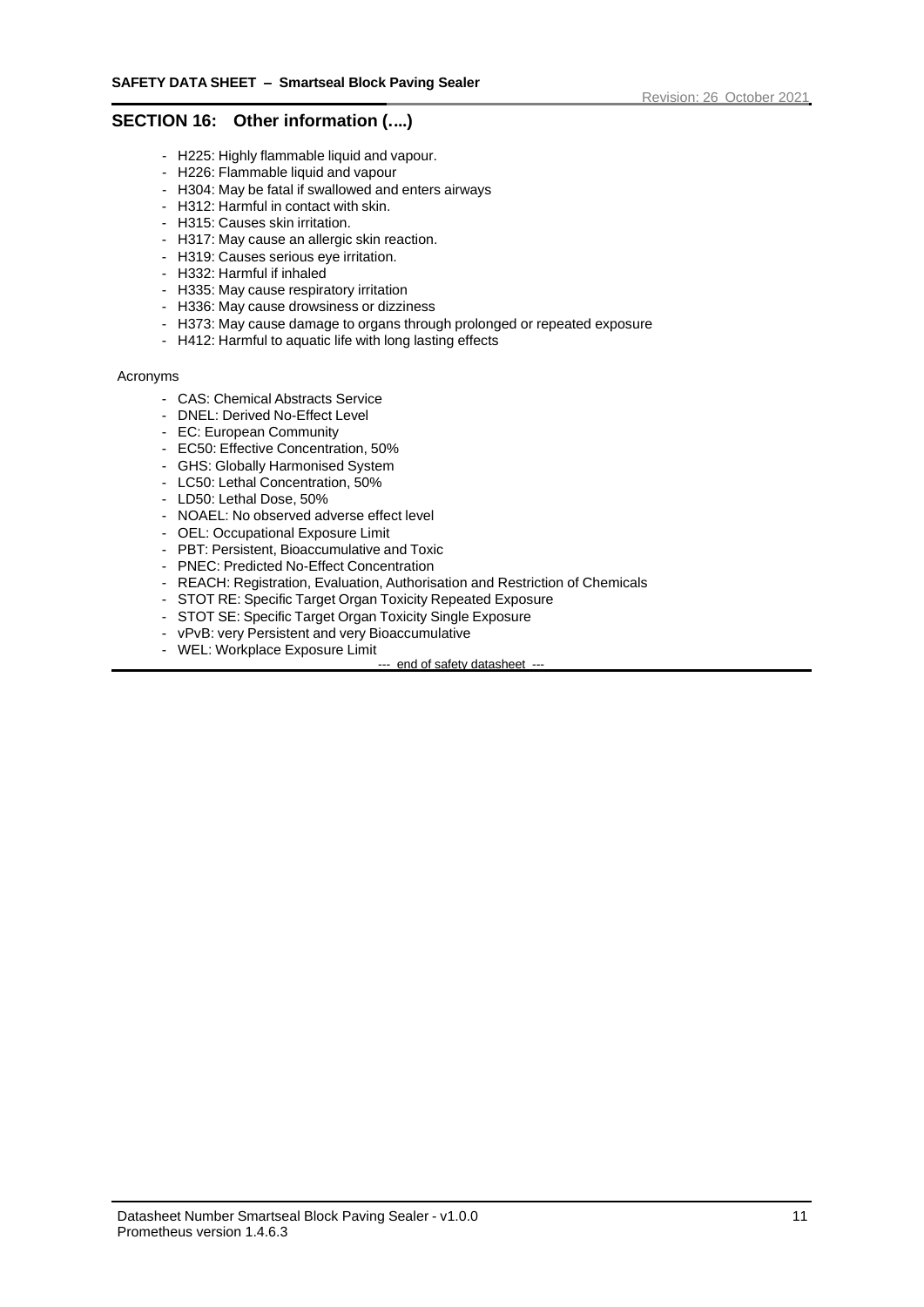## SECTION 16: Other information (....)

- H225: Highly flammable liquid and vapour.
- H226: Flammable liquid and vapour
- H304: May be fatal if swallowed and enters airways
- H312: Harmful in contact with skin.
- H315: Causes skin irritation.
- H317: May cause an allergic skin reaction.
- H319: Causes serious eye irritation.
- H332: Harmful if inhaled
- H335: May cause respiratory irritation
- H336: May cause drowsiness or dizziness
- H373: May cause damage to organs through prolonged or repeated exposure
- H412: Harmful to aquatic life with long lasting effects

Acronyms

- CAS: Chemical Abstracts Service
- DNEL: Derived No-Effect Level
- EC: European Community
- EC50: Effective Concentration, 50%
- GHS: Globally Harmonised System
- LC50: Lethal Concentration, 50%
- LD50: Lethal Dose, 50%
- NOAEL: No observed adverse effect level
- OEL: Occupational Exposure Limit
- PBT: Persistent, Bioaccumulative and Toxic
- PNEC: Predicted No-Effect Concentration
- REACH: Registration, Evaluation, Authorisation and Restriction of Chemicals
- STOT RE: Specific Target Organ Toxicity Repeated Exposure
- STOT SE: Specific Target Organ Toxicity Single Exposure
- vPvB: very Persistent and very Bioaccumulative
- WEL: Workplace Exposure Limit

--- end of safety datasheet ---